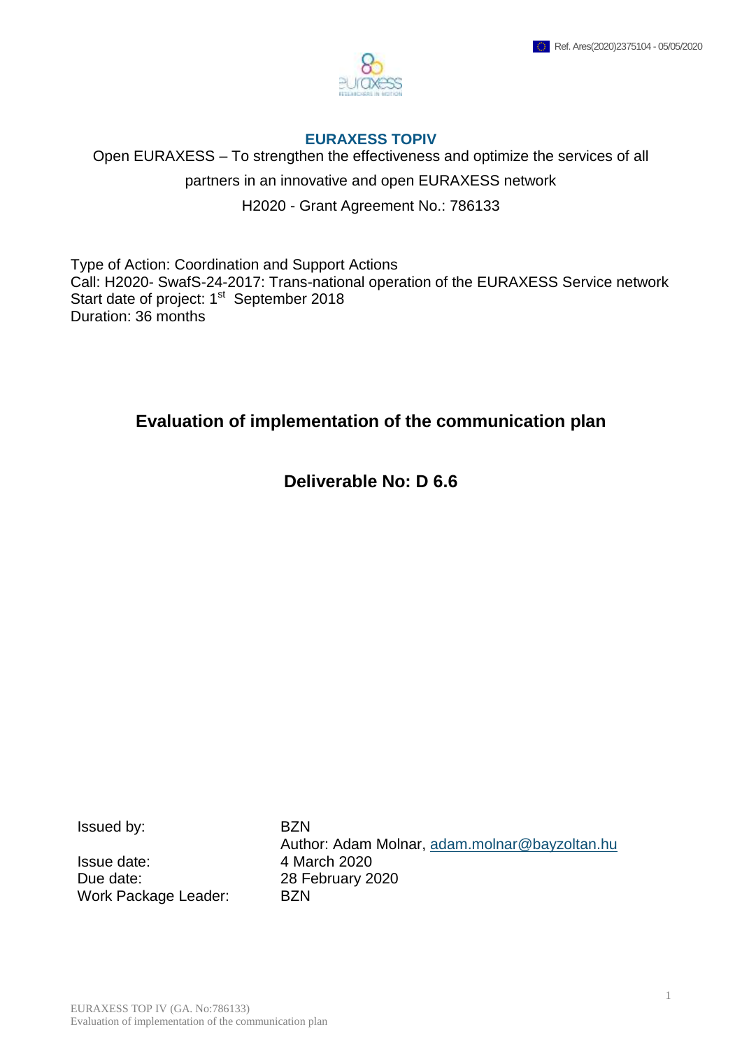Ref. Ares(2020)2375104 - 05/05/2020

**EURAXESS TOPIV**

Open EURAXESS – To strengthen the effectiveness and optimize the services of all partners in an innovative and open EURAXESS network

H2020 - Grant Agreement No.: 786133

Type of Action: Coordination and Support Actions
Call: H2020- SwafS-24-2017: Trans-national operation of the EURAXESS Service network
Start date of project: 1st September 2018
Duration: 36 months

# Evaluation of implementation of the communication plan

## Deliverable No: D 6.6

| | |
|---|---|
| Issued by: | BZN<br>Author: Adam Molnar, adam.molnar@bayzoltan.hu |
| Issue date: | 4 March 2020 |
| Due date: | 28 February 2020 |
| Work Package Leader: | BZN |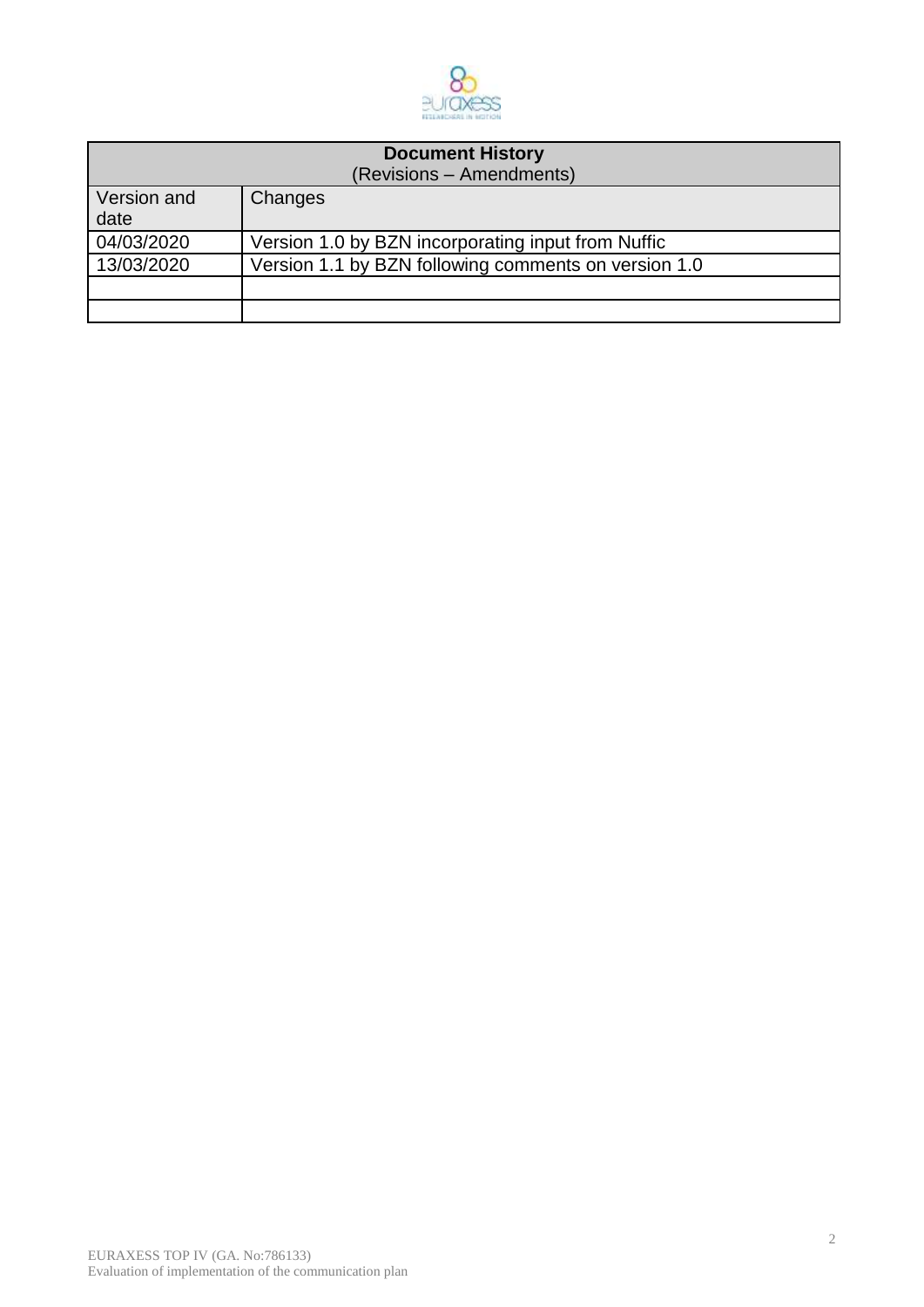| Document History (Revisions – Amendments) | |
|---|---|
| Version and date | Changes |
| 04/03/2020 | Version 1.0 by BZN incorporating input from Nuffic |
| 13/03/2020 | Version 1.1 by BZN following comments on version 1.0 |
| | |
| | |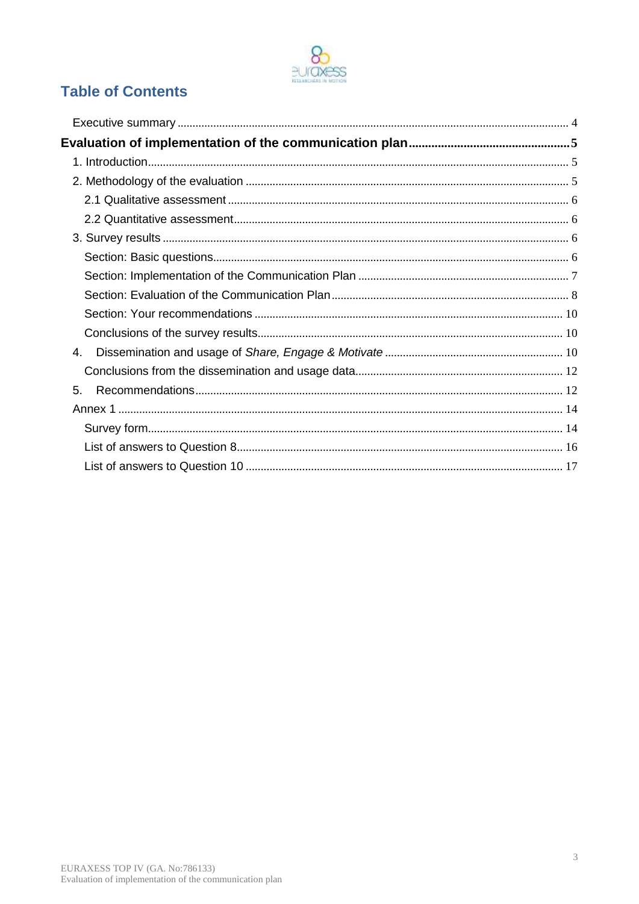# Table of Contents

- Executive summary ..... 4
- **Evaluation of implementation of the communication plan ..... 5**
  - 1. Introduction ..... 5
  - 2. Methodology of the evaluation ..... 5
    - 2.1 Qualitative assessment ..... 6
    - 2.2 Quantitative assessment ..... 6
  - 3. Survey results ..... 6
    - Section: Basic questions ..... 6
    - Section: Implementation of the Communication Plan ..... 7
    - Section: Evaluation of the Communication Plan ..... 8
    - Section: Your recommendations ..... 10
    - Conclusions of the survey results ..... 10
  - 4. Dissemination and usage of *Share, Engage & Motivate* ..... 10
    - Conclusions from the dissemination and usage data ..... 12
  - 5. Recommendations ..... 12
  - Annex 1 ..... 14
    - Survey form ..... 14
    - List of answers to Question 8 ..... 16
    - List of answers to Question 10 ..... 17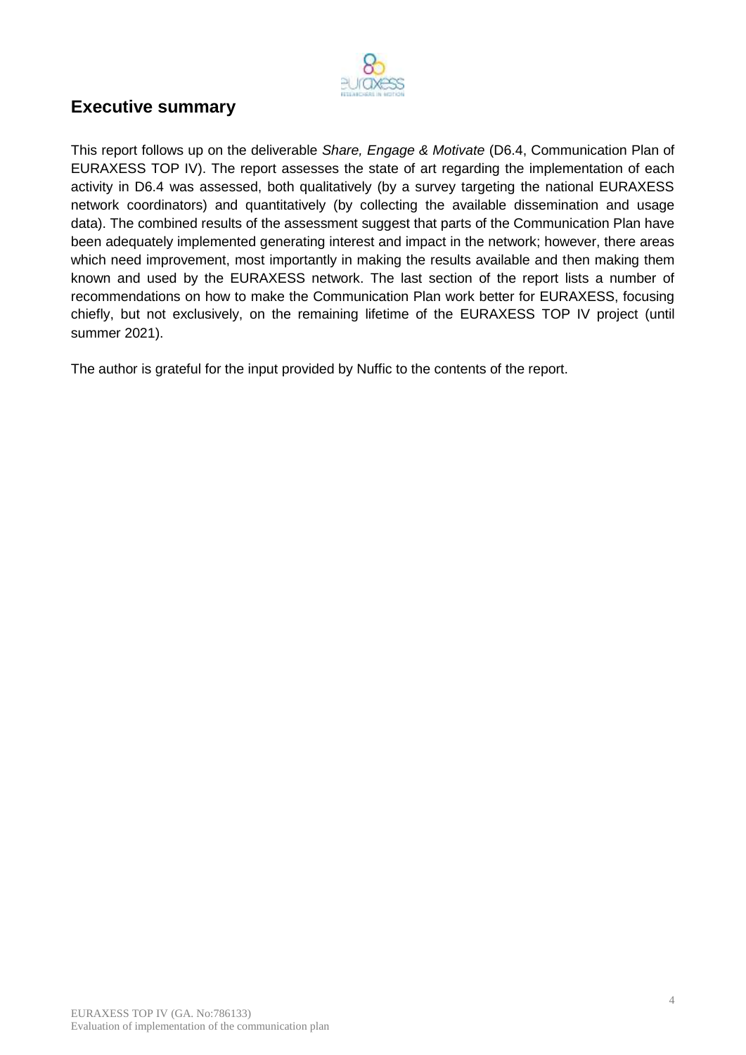## Executive summary

This report follows up on the deliverable *Share, Engage & Motivate* (D6.4, Communication Plan of EURAXESS TOP IV). The report assesses the state of art regarding the implementation of each activity in D6.4 was assessed, both qualitatively (by a survey targeting the national EURAXESS network coordinators) and quantitatively (by collecting the available dissemination and usage data). The combined results of the assessment suggest that parts of the Communication Plan have been adequately implemented generating interest and impact in the network; however, there areas which need improvement, most importantly in making the results available and then making them known and used by the EURAXESS network. The last section of the report lists a number of recommendations on how to make the Communication Plan work better for EURAXESS, focusing chiefly, but not exclusively, on the remaining lifetime of the EURAXESS TOP IV project (until summer 2021).

The author is grateful for the input provided by Nuffic to the contents of the report.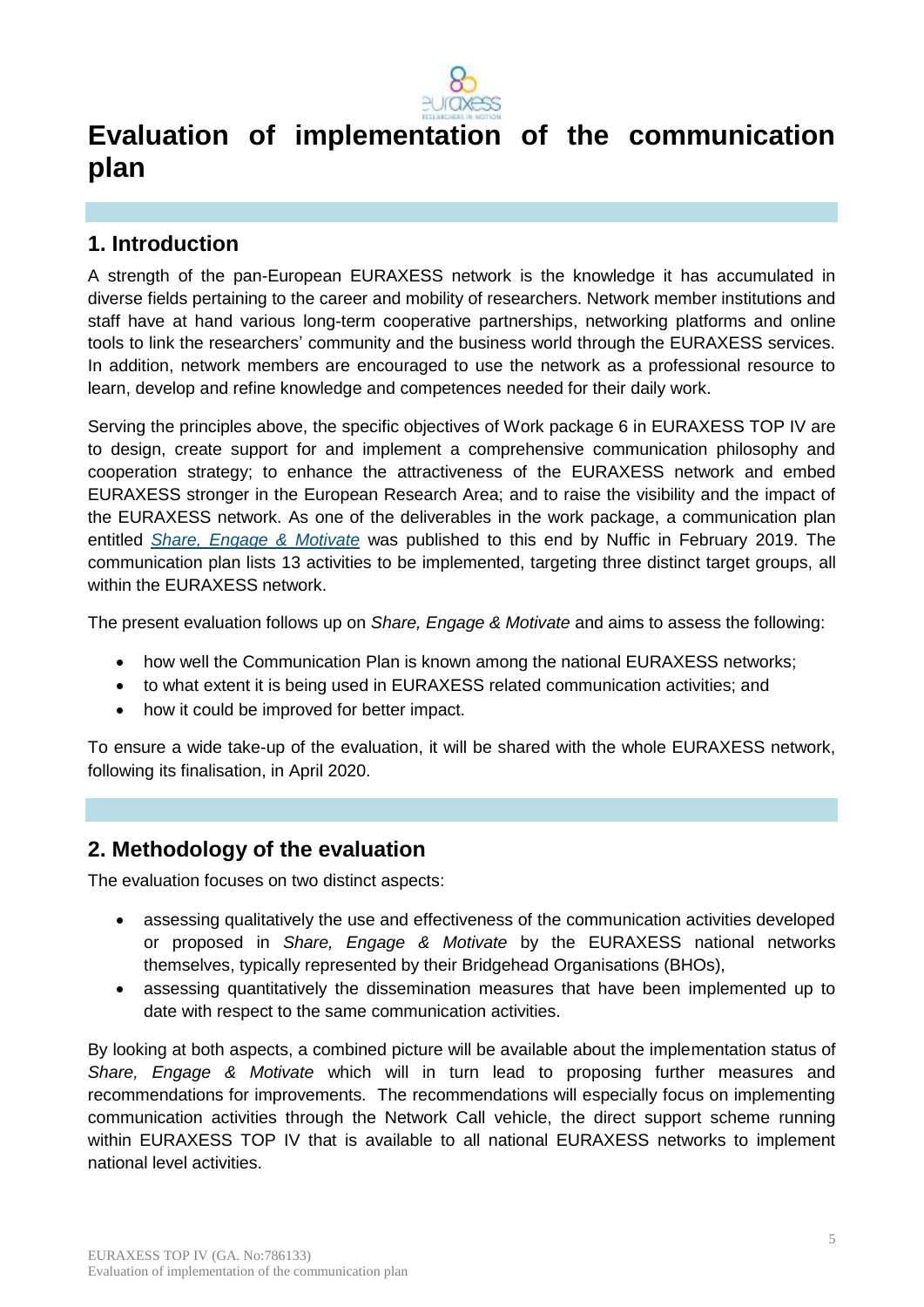# Evaluation of implementation of the communication plan

## 1. Introduction

A strength of the pan-European EURAXESS network is the knowledge it has accumulated in diverse fields pertaining to the career and mobility of researchers. Network member institutions and staff have at hand various long-term cooperative partnerships, networking platforms and online tools to link the researchers' community and the business world through the EURAXESS services. In addition, network members are encouraged to use the network as a professional resource to learn, develop and refine knowledge and competences needed for their daily work.

Serving the principles above, the specific objectives of Work package 6 in EURAXESS TOP IV are to design, create support for and implement a comprehensive communication philosophy and cooperation strategy; to enhance the attractiveness of the EURAXESS network and embed EURAXESS stronger in the European Research Area; and to raise the visibility and the impact of the EURAXESS network. As one of the deliverables in the work package, a communication plan entitled *Share, Engage & Motivate* was published to this end by Nuffic in February 2019. The communication plan lists 13 activities to be implemented, targeting three distinct target groups, all within the EURAXESS network.

The present evaluation follows up on *Share, Engage & Motivate* and aims to assess the following:

- how well the Communication Plan is known among the national EURAXESS networks;
- to what extent it is being used in EURAXESS related communication activities; and
- how it could be improved for better impact.

To ensure a wide take-up of the evaluation, it will be shared with the whole EURAXESS network, following its finalisation, in April 2020.

## 2. Methodology of the evaluation

The evaluation focuses on two distinct aspects:

- assessing qualitatively the use and effectiveness of the communication activities developed or proposed in *Share, Engage & Motivate* by the EURAXESS national networks themselves, typically represented by their Bridgehead Organisations (BHOs),
- assessing quantitatively the dissemination measures that have been implemented up to date with respect to the same communication activities.

By looking at both aspects, a combined picture will be available about the implementation status of *Share, Engage & Motivate* which will in turn lead to proposing further measures and recommendations for improvements. The recommendations will especially focus on implementing communication activities through the Network Call vehicle, the direct support scheme running within EURAXESS TOP IV that is available to all national EURAXESS networks to implement national level activities.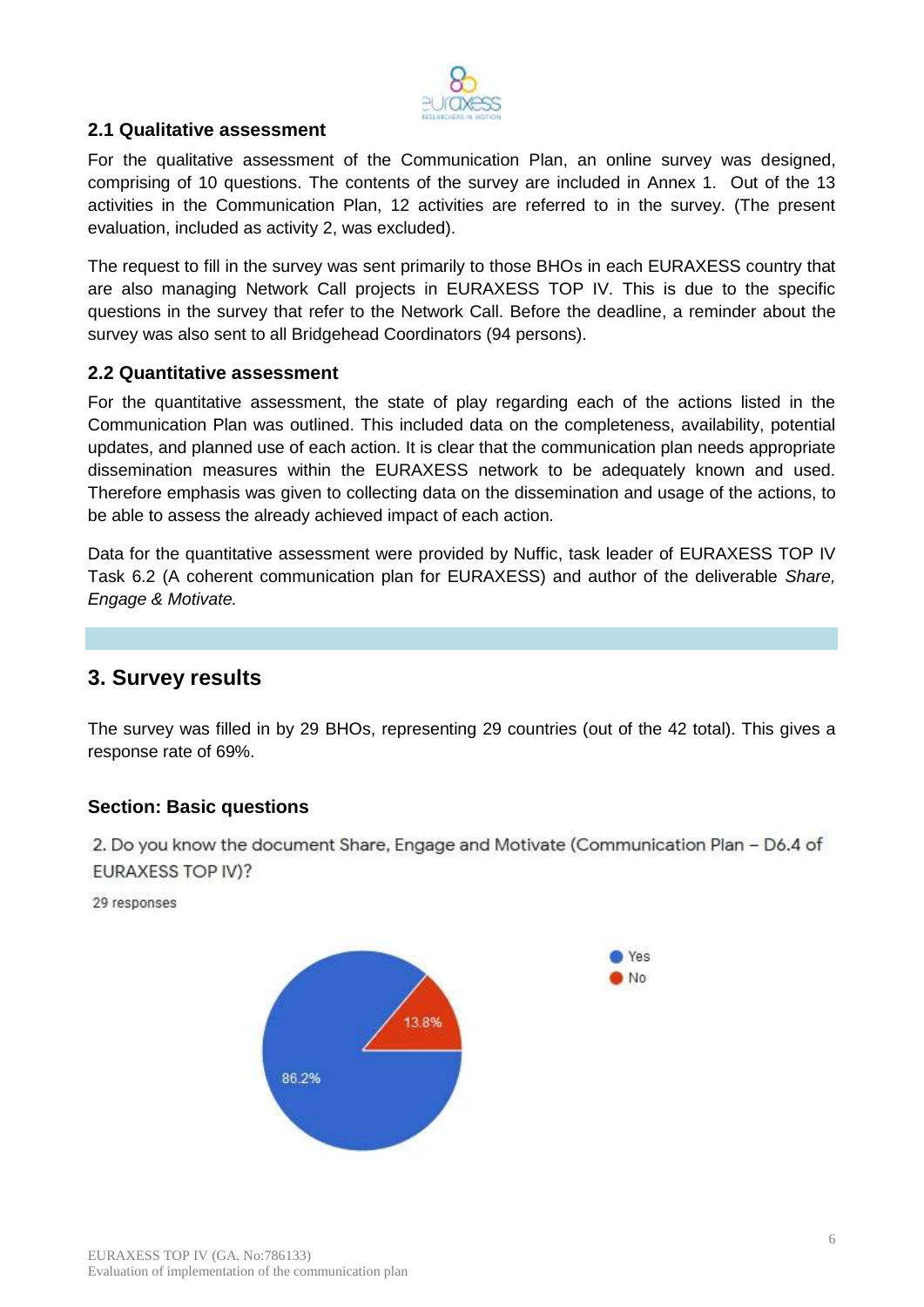## 2.1 Qualitative assessment

For the qualitative assessment of the Communication Plan, an online survey was designed, comprising of 10 questions. The contents of the survey are included in Annex 1. Out of the 13 activities in the Communication Plan, 12 activities are referred to in the survey. (The present evaluation, included as activity 2, was excluded).

The request to fill in the survey was sent primarily to those BHOs in each EURAXESS country that are also managing Network Call projects in EURAXESS TOP IV. This is due to the specific questions in the survey that refer to the Network Call. Before the deadline, a reminder about the survey was also sent to all Bridgehead Coordinators (94 persons).

## 2.2 Quantitative assessment

For the quantitative assessment, the state of play regarding each of the actions listed in the Communication Plan was outlined. This included data on the completeness, availability, potential updates, and planned use of each action. It is clear that the communication plan needs appropriate dissemination measures within the EURAXESS network to be adequately known and used. Therefore emphasis was given to collecting data on the dissemination and usage of the actions, to be able to assess the already achieved impact of each action.

Data for the quantitative assessment were provided by Nuffic, task leader of EURAXESS TOP IV Task 6.2 (A coherent communication plan for EURAXESS) and author of the deliverable *Share, Engage & Motivate.*

# 3. Survey results

The survey was filled in by 29 BHOs, representing 29 countries (out of the 42 total). This gives a response rate of 69%.

### Section: Basic questions

2. Do you know the document Share, Engage and Motivate (Communication Plan – D6.4 of EURAXESS TOP IV)?

29 responses

- Yes: 86.2%
- No: 13.8%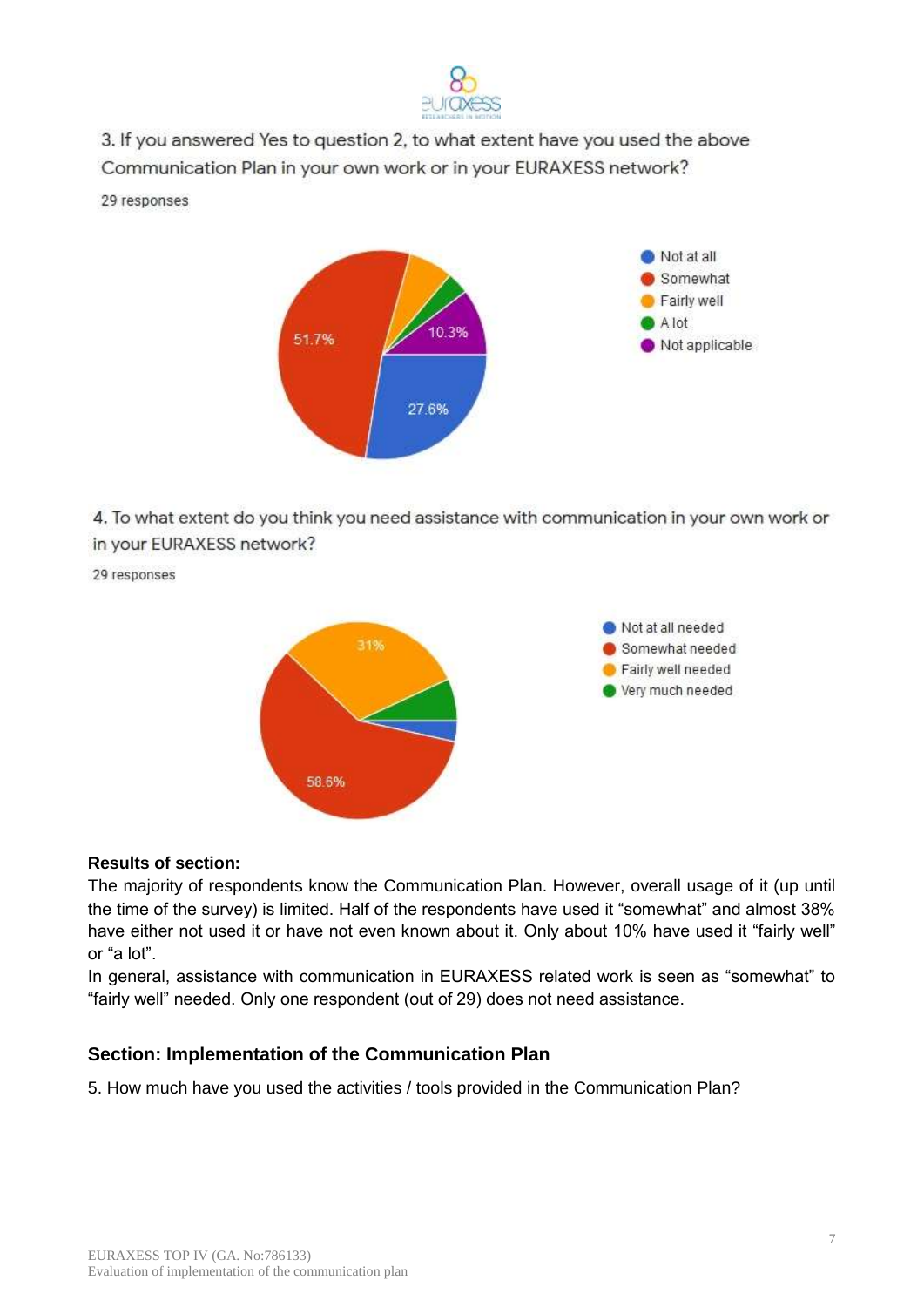3. If you answered Yes to question 2, to what extent have you used the above Communication Plan in your own work or in your EURAXESS network?

29 responses

- Not at all: 27.6%
- Somewhat: 51.7%
- Fairly well
- A lot
- Not applicable: 10.3%

4. To what extent do you think you need assistance with communication in your own work or in your EURAXESS network?

29 responses

- Not at all needed
- Somewhat needed: 58.6%
- Fairly well needed: 31%
- Very much needed

**Results of section:**

The majority of respondents know the Communication Plan. However, overall usage of it (up until the time of the survey) is limited. Half of the respondents have used it "somewhat" and almost 38% have either not used it or have not even known about it. Only about 10% have used it "fairly well" or "a lot".

In general, assistance with communication in EURAXESS related work is seen as "somewhat" to "fairly well" needed. Only one respondent (out of 29) does not need assistance.

## Section: Implementation of the Communication Plan

5. How much have you used the activities / tools provided in the Communication Plan?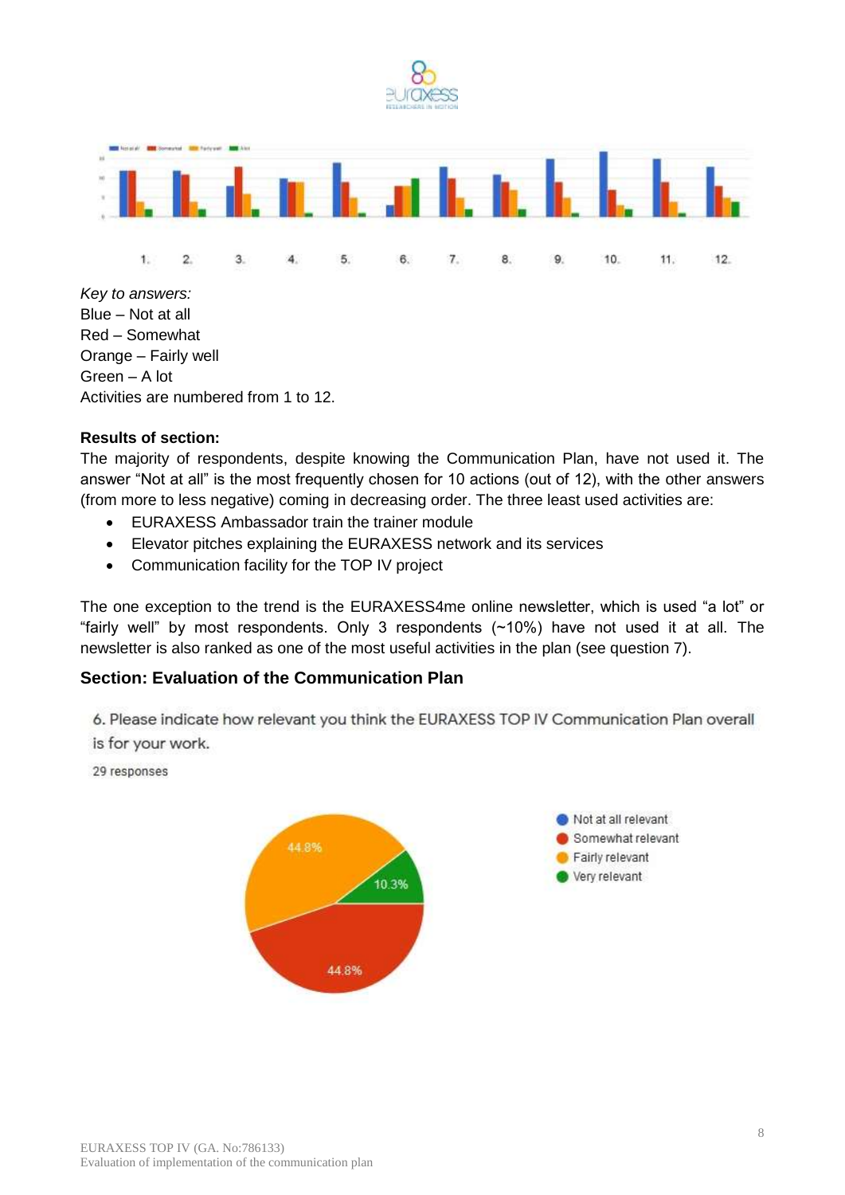*Key to answers:*
Blue – Not at all
Red – Somewhat
Orange – Fairly well
Green – A lot
Activities are numbered from 1 to 12.

**Results of section:**
The majority of respondents, despite knowing the Communication Plan, have not used it. The answer "Not at all" is the most frequently chosen for 10 actions (out of 12), with the other answers (from more to less negative) coming in decreasing order. The three least used activities are:

- EURAXESS Ambassador train the trainer module
- Elevator pitches explaining the EURAXESS network and its services
- Communication facility for the TOP IV project

The one exception to the trend is the EURAXESS4me online newsletter, which is used "a lot" or "fairly well" by most respondents. Only 3 respondents (~10%) have not used it at all. The newsletter is also ranked as one of the most useful activities in the plan (see question 7).

### Section: Evaluation of the Communication Plan

6. Please indicate how relevant you think the EURAXESS TOP IV Communication Plan overall is for your work.

29 responses

- Not at all relevant
- Somewhat relevant: 44.8%
- Fairly relevant: 44.8%
- Very relevant: 10.3%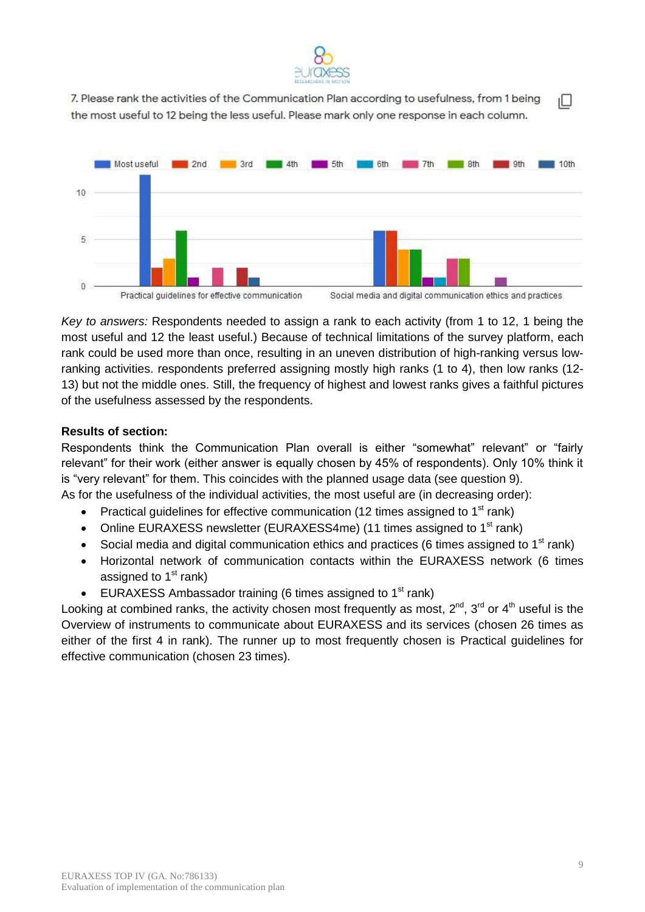7. Please rank the activities of the Communication Plan according to usefulness, from 1 being the most useful to 12 being the less useful. Please mark only one response in each column.

*Key to answers:* Respondents needed to assign a rank to each activity (from 1 to 12, 1 being the most useful and 12 the least useful.) Because of technical limitations of the survey platform, each rank could be used more than once, resulting in an uneven distribution of high-ranking versus low-ranking activities. respondents preferred assigning mostly high ranks (1 to 4), then low ranks (12-13) but not the middle ones. Still, the frequency of highest and lowest ranks gives a faithful pictures of the usefulness assessed by the respondents.

**Results of section:**

Respondents think the Communication Plan overall is either "somewhat" relevant" or "fairly relevant" for their work (either answer is equally chosen by 45% of respondents). Only 10% think it is "very relevant" for them. This coincides with the planned usage data (see question 9).

As for the usefulness of the individual activities, the most useful are (in decreasing order):

- Practical guidelines for effective communication (12 times assigned to 1st rank)
- Online EURAXESS newsletter (EURAXESS4me) (11 times assigned to 1st rank)
- Social media and digital communication ethics and practices (6 times assigned to 1st rank)
- Horizontal network of communication contacts within the EURAXESS network (6 times assigned to 1st rank)
- EURAXESS Ambassador training (6 times assigned to 1st rank)

Looking at combined ranks, the activity chosen most frequently as most, 2nd, 3rd or 4th useful is the Overview of instruments to communicate about EURAXESS and its services (chosen 26 times as either of the first 4 in rank). The runner up to most frequently chosen is Practical guidelines for effective communication (chosen 23 times).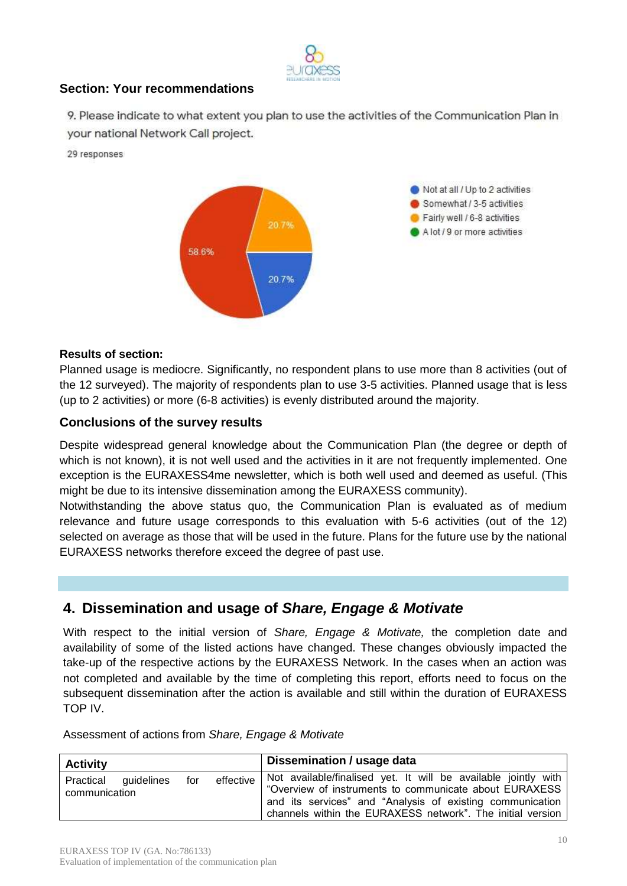### Section: Your recommendations

9. Please indicate to what extent you plan to use the activities of the Communication Plan in your national Network Call project.

29 responses

- Not at all / Up to 2 activities: 20.7%
- Somewhat / 3-5 activities: 58.6%
- Fairly well / 6-8 activities: 20.7%
- A lot / 9 or more activities

**Results of section:**

Planned usage is mediocre. Significantly, no respondent plans to use more than 8 activities (out of the 12 surveyed). The majority of respondents plan to use 3-5 activities. Planned usage that is less (up to 2 activities) or more (6-8 activities) is evenly distributed around the majority.

### Conclusions of the survey results

Despite widespread general knowledge about the Communication Plan (the degree or depth of which is not known), it is not well used and the activities in it are not frequently implemented. One exception is the EURAXESS4me newsletter, which is both well used and deemed as useful. (This might be due to its intensive dissemination among the EURAXESS community).

Notwithstanding the above status quo, the Communication Plan is evaluated as of medium relevance and future usage corresponds to this evaluation with 5-6 activities (out of the 12) selected on average as those that will be used in the future. Plans for the future use by the national EURAXESS networks therefore exceed the degree of past use.

## 4. Dissemination and usage of *Share, Engage & Motivate*

With respect to the initial version of *Share, Engage & Motivate,* the completion date and availability of some of the listed actions have changed. These changes obviously impacted the take-up of the respective actions by the EURAXESS Network. In the cases when an action was not completed and available by the time of completing this report, efforts need to focus on the subsequent dissemination after the action is available and still within the duration of EURAXESS TOP IV.

Assessment of actions from *Share, Engage & Motivate*

| Activity | Dissemination / usage data |
|---|---|
| Practical guidelines for effective communication | Not available/finalised yet. It will be available jointly with "Overview of instruments to communicate about EURAXESS and its services" and "Analysis of existing communication channels within the EURAXESS network". The initial version |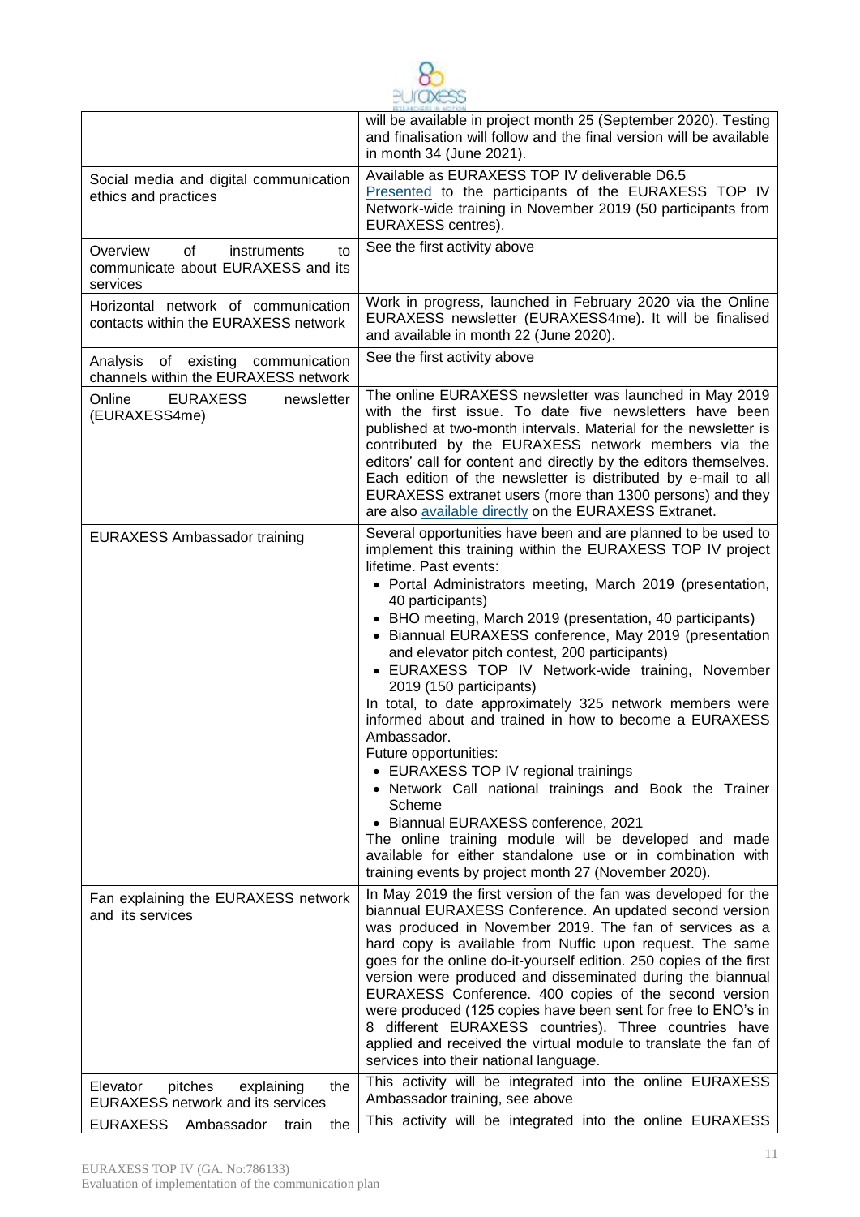| | |
|---|---|
| | will be available in project month 25 (September 2020). Testing and finalisation will follow and the final version will be available in month 34 (June 2021). |
| Social media and digital communication ethics and practices | Available as EURAXESS TOP IV deliverable D6.5 Presented to the participants of the EURAXESS TOP IV Network-wide training in November 2019 (50 participants from EURAXESS centres). |
| Overview of instruments to communicate about EURAXESS and its services | See the first activity above |
| Horizontal network of communication contacts within the EURAXESS network | Work in progress, launched in February 2020 via the Online EURAXESS newsletter (EURAXESS4me). It will be finalised and available in month 22 (June 2020). |
| Analysis of existing communication channels within the EURAXESS network | See the first activity above |
| Online EURAXESS newsletter (EURAXESS4me) | The online EURAXESS newsletter was launched in May 2019 with the first issue. To date five newsletters have been published at two-month intervals. Material for the newsletter is contributed by the EURAXESS network members via the editors' call for content and directly by the editors themselves. Each edition of the newsletter is distributed by e-mail to all EURAXESS extranet users (more than 1300 persons) and they are also available directly on the EURAXESS Extranet. |
| EURAXESS Ambassador training | Several opportunities have been and are planned to be used to implement this training within the EURAXESS TOP IV project lifetime. Past events:<br>• Portal Administrators meeting, March 2019 (presentation, 40 participants)<br>• BHO meeting, March 2019 (presentation, 40 participants)<br>• Biannual EURAXESS conference, May 2019 (presentation and elevator pitch contest, 200 participants)<br>• EURAXESS TOP IV Network-wide training, November 2019 (150 participants)<br>In total, to date approximately 325 network members were informed about and trained in how to become a EURAXESS Ambassador.<br>Future opportunities:<br>• EURAXESS TOP IV regional trainings<br>• Network Call national trainings and Book the Trainer Scheme<br>• Biannual EURAXESS conference, 2021<br>The online training module will be developed and made available for either standalone use or in combination with training events by project month 27 (November 2020). |
| Fan explaining the EURAXESS network and its services | In May 2019 the first version of the fan was developed for the biannual EURAXESS Conference. An updated second version was produced in November 2019. The fan of services as a hard copy is available from Nuffic upon request. The same goes for the online do-it-yourself edition. 250 copies of the first version were produced and disseminated during the biannual EURAXESS Conference. 400 copies of the second version were produced (125 copies have been sent for free to ENO's in 8 different EURAXESS countries). Three countries have applied and received the virtual module to translate the fan of services into their national language. |
| Elevator pitches explaining the EURAXESS network and its services | This activity will be integrated into the online EURAXESS Ambassador training, see above |
| EURAXESS Ambassador train the | This activity will be integrated into the online EURAXESS |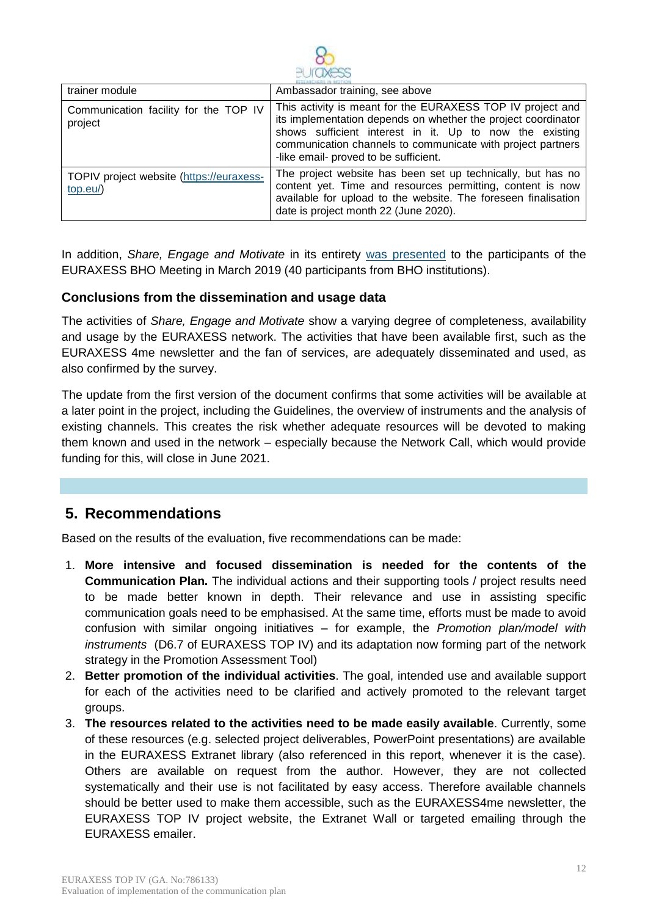| | |
|---|---|
| trainer module | Ambassador training, see above |
| Communication facility for the TOP IV project | This activity is meant for the EURAXESS TOP IV project and its implementation depends on whether the project coordinator shows sufficient interest in it. Up to now the existing communication channels to communicate with project partners -like email- proved to be sufficient. |
| TOPIV project website (https://euraxess-top.eu/) | The project website has been set up technically, but has no content yet. Time and resources permitting, content is now available for upload to the website. The foreseen finalisation date is project month 22 (June 2020). |

In addition, *Share, Engage and Motivate* in its entirety was presented to the participants of the EURAXESS BHO Meeting in March 2019 (40 participants from BHO institutions).

### Conclusions from the dissemination and usage data

The activities of *Share, Engage and Motivate* show a varying degree of completeness, availability and usage by the EURAXESS network. The activities that have been available first, such as the EURAXESS 4me newsletter and the fan of services, are adequately disseminated and used, as also confirmed by the survey.

The update from the first version of the document confirms that some activities will be available at a later point in the project, including the Guidelines, the overview of instruments and the analysis of existing channels. This creates the risk whether adequate resources will be devoted to making them known and used in the network – especially because the Network Call, which would provide funding for this, will close in June 2021.

## 5. Recommendations

Based on the results of the evaluation, five recommendations can be made:

1. **More intensive and focused dissemination is needed for the contents of the Communication Plan.** The individual actions and their supporting tools / project results need to be made better known in depth. Their relevance and use in assisting specific communication goals need to be emphasised. At the same time, efforts must be made to avoid confusion with similar ongoing initiatives – for example, the *Promotion plan/model with instruments* (D6.7 of EURAXESS TOP IV) and its adaptation now forming part of the network strategy in the Promotion Assessment Tool)
2. **Better promotion of the individual activities**. The goal, intended use and available support for each of the activities need to be clarified and actively promoted to the relevant target groups.
3. **The resources related to the activities need to be made easily available**. Currently, some of these resources (e.g. selected project deliverables, PowerPoint presentations) are available in the EURAXESS Extranet library (also referenced in this report, whenever it is the case). Others are available on request from the author. However, they are not collected systematically and their use is not facilitated by easy access. Therefore available channels should be better used to make them accessible, such as the EURAXESS4me newsletter, the EURAXESS TOP IV project website, the Extranet Wall or targeted emailing through the EURAXESS emailer.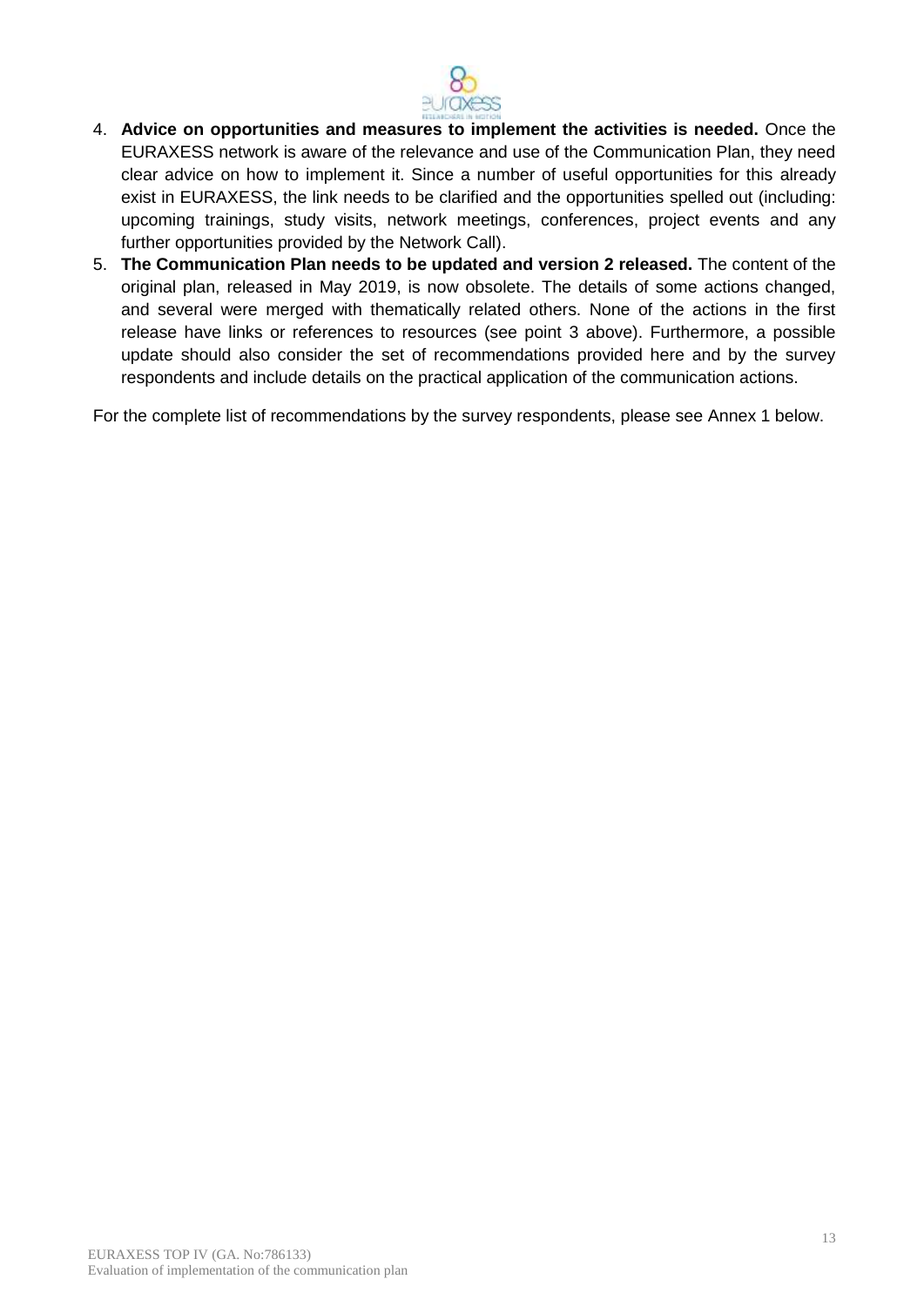4. **Advice on opportunities and measures to implement the activities is needed.** Once the EURAXESS network is aware of the relevance and use of the Communication Plan, they need clear advice on how to implement it. Since a number of useful opportunities for this already exist in EURAXESS, the link needs to be clarified and the opportunities spelled out (including: upcoming trainings, study visits, network meetings, conferences, project events and any further opportunities provided by the Network Call).
5. **The Communication Plan needs to be updated and version 2 released.** The content of the original plan, released in May 2019, is now obsolete. The details of some actions changed, and several were merged with thematically related others. None of the actions in the first release have links or references to resources (see point 3 above). Furthermore, a possible update should also consider the set of recommendations provided here and by the survey respondents and include details on the practical application of the communication actions.

For the complete list of recommendations by the survey respondents, please see Annex 1 below.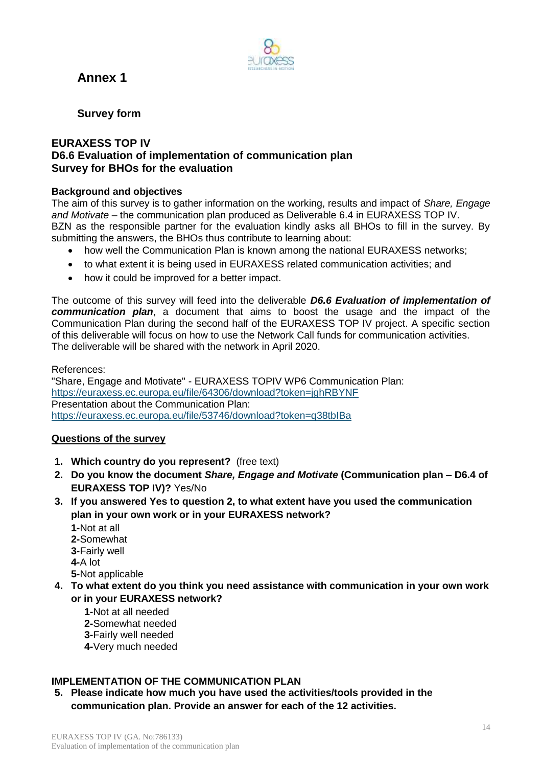# Annex 1

## Survey form

### EURAXESS TOP IV
### D6.6 Evaluation of implementation of communication plan
### Survey for BHOs for the evaluation

**Background and objectives**

The aim of this survey is to gather information on the working, results and impact of *Share, Engage and Motivate* – the communication plan produced as Deliverable 6.4 in EURAXESS TOP IV.
BZN as the responsible partner for the evaluation kindly asks all BHOs to fill in the survey. By submitting the answers, the BHOs thus contribute to learning about:

- how well the Communication Plan is known among the national EURAXESS networks;
- to what extent it is being used in EURAXESS related communication activities; and
- how it could be improved for a better impact.

The outcome of this survey will feed into the deliverable ***D6.6 Evaluation of implementation of communication plan***, a document that aims to boost the usage and the impact of the Communication Plan during the second half of the EURAXESS TOP IV project. A specific section of this deliverable will focus on how to use the Network Call funds for communication activities.
The deliverable will be shared with the network in April 2020.

References:
"Share, Engage and Motivate" - EURAXESS TOPIV WP6 Communication Plan:
https://euraxess.ec.europa.eu/file/64306/download?token=jghRBYNF
Presentation about the Communication Plan:
https://euraxess.ec.europa.eu/file/53746/download?token=q38tbIBa

**Questions of the survey**

1. **Which country do you represent?** (free text)
2. **Do you know the document *Share, Engage and Motivate* (Communication plan – D6.4 of EURAXESS TOP IV)?** Yes/No
3. **If you answered Yes to question 2, to what extent have you used the communication plan in your own work or in your EURAXESS network?**
   **1-**Not at all
   **2-**Somewhat
   **3-**Fairly well
   **4-**A lot
   **5-**Not applicable
4. **To what extent do you think you need assistance with communication in your own work or in your EURAXESS network?**
   **1-**Not at all needed
   **2-**Somewhat needed
   **3-**Fairly well needed
   **4-**Very much needed

**IMPLEMENTATION OF THE COMMUNICATION PLAN**

5. **Please indicate how much you have used the activities/tools provided in the communication plan. Provide an answer for each of the 12 activities.**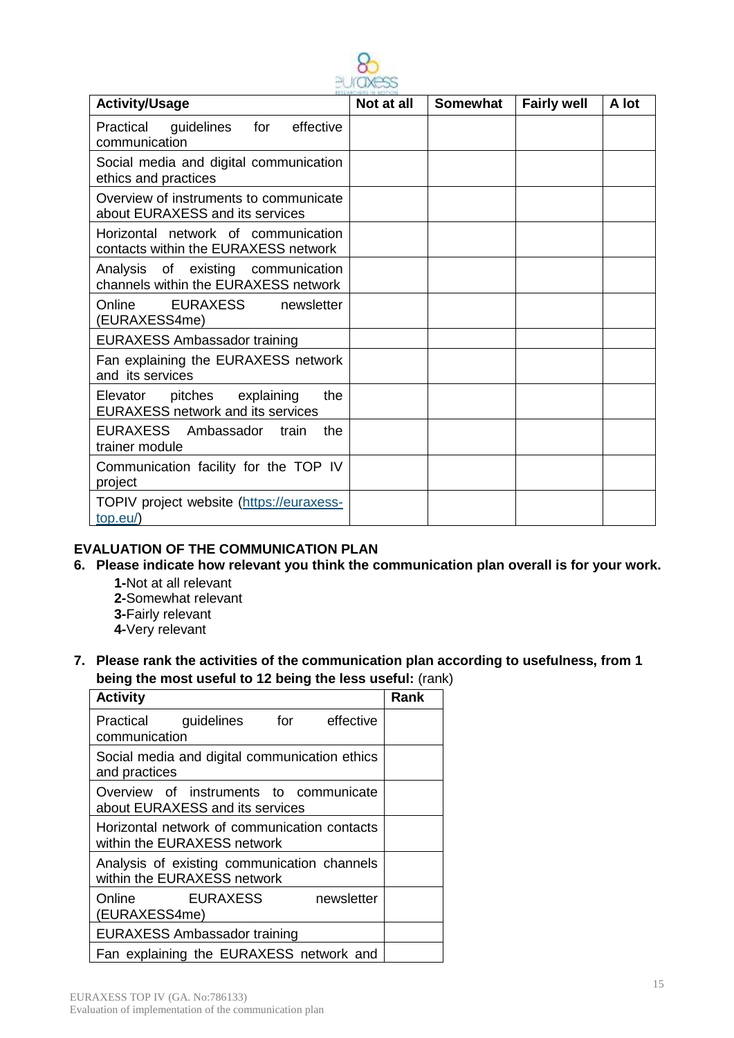| Activity/Usage | Not at all | Somewhat | Fairly well | A lot |
|---|---|---|---|---|
| Practical guidelines for effective communication | | | | |
| Social media and digital communication ethics and practices | | | | |
| Overview of instruments to communicate about EURAXESS and its services | | | | |
| Horizontal network of communication contacts within the EURAXESS network | | | | |
| Analysis of existing communication channels within the EURAXESS network | | | | |
| Online EURAXESS newsletter (EURAXESS4me) | | | | |
| EURAXESS Ambassador training | | | | |
| Fan explaining the EURAXESS network and its services | | | | |
| Elevator pitches explaining the EURAXESS network and its services | | | | |
| EURAXESS Ambassador train the trainer module | | | | |
| Communication facility for the TOP IV project | | | | |
| TOPIV project website (https://euraxess-top.eu/) | | | | |

## EVALUATION OF THE COMMUNICATION PLAN

**6. Please indicate how relevant you think the communication plan overall is for your work.**

**1-**Not at all relevant
**2-**Somewhat relevant
**3-**Fairly relevant
**4-**Very relevant

**7. Please rank the activities of the communication plan according to usefulness, from 1 being the most useful to 12 being the less useful:** (rank)

| Activity | Rank |
|---|---|
| Practical guidelines for effective communication | |
| Social media and digital communication ethics and practices | |
| Overview of instruments to communicate about EURAXESS and its services | |
| Horizontal network of communication contacts within the EURAXESS network | |
| Analysis of existing communication channels within the EURAXESS network | |
| Online EURAXESS newsletter (EURAXESS4me) | |
| EURAXESS Ambassador training | |
| Fan explaining the EURAXESS network and | |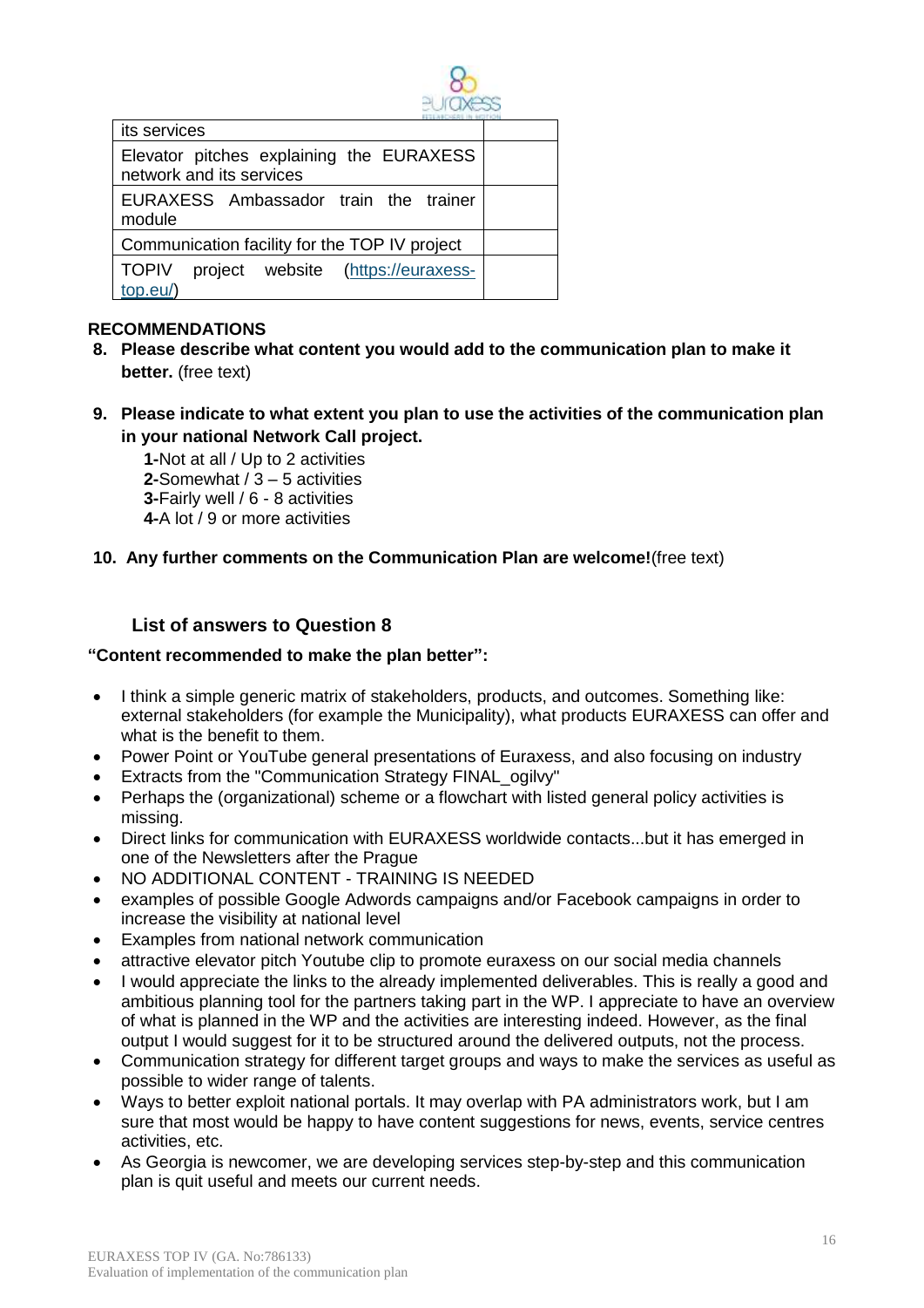| its services | |
|---|---|
| Elevator pitches explaining the EURAXESS network and its services | |
| EURAXESS Ambassador train the trainer module | |
| Communication facility for the TOP IV project | |
| TOPIV project website (https://euraxess-top.eu/) | |

**RECOMMENDATIONS**

8. **Please describe what content you would add to the communication plan to make it better.** (free text)

9. **Please indicate to what extent you plan to use the activities of the communication plan in your national Network Call project.**

   **1-**Not at all / Up to 2 activities
   **2-**Somewhat / 3 – 5 activities
   **3-**Fairly well / 6 - 8 activities
   **4-**A lot / 9 or more activities

10. **Any further comments on the Communication Plan are welcome!**(free text)

### List of answers to Question 8

**"Content recommended to make the plan better":**

- I think a simple generic matrix of stakeholders, products, and outcomes. Something like: external stakeholders (for example the Municipality), what products EURAXESS can offer and what is the benefit to them.
- Power Point or YouTube general presentations of Euraxess, and also focusing on industry
- Extracts from the "Communication Strategy FINAL_ogilvy"
- Perhaps the (organizational) scheme or a flowchart with listed general policy activities is missing.
- Direct links for communication with EURAXESS worldwide contacts...but it has emerged in one of the Newsletters after the Prague
- NO ADDITIONAL CONTENT - TRAINING IS NEEDED
- examples of possible Google Adwords campaigns and/or Facebook campaigns in order to increase the visibility at national level
- Examples from national network communication
- attractive elevator pitch Youtube clip to promote euraxess on our social media channels
- I would appreciate the links to the already implemented deliverables. This is really a good and ambitious planning tool for the partners taking part in the WP. I appreciate to have an overview of what is planned in the WP and the activities are interesting indeed. However, as the final output I would suggest for it to be structured around the delivered outputs, not the process.
- Communication strategy for different target groups and ways to make the services as useful as possible to wider range of talents.
- Ways to better exploit national portals. It may overlap with PA administrators work, but I am sure that most would be happy to have content suggestions for news, events, service centres activities, etc.
- As Georgia is newcomer, we are developing services step-by-step and this communication plan is quit useful and meets our current needs.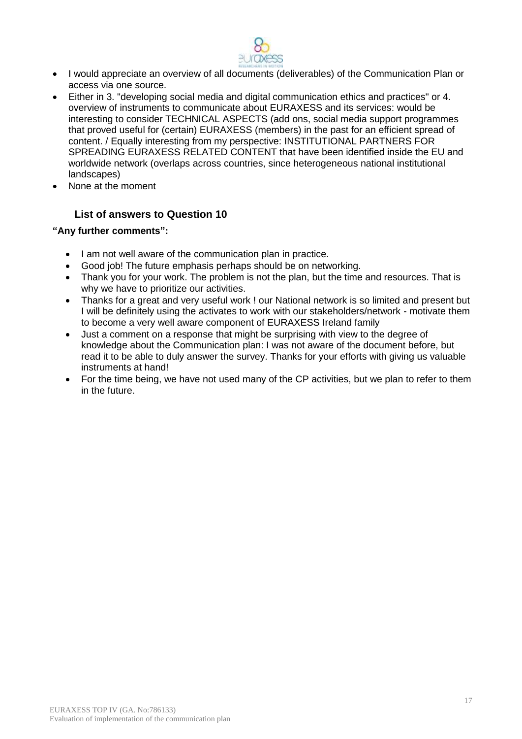- I would appreciate an overview of all documents (deliverables) of the Communication Plan or access via one source.
- Either in 3. "developing social media and digital communication ethics and practices" or 4. overview of instruments to communicate about EURAXESS and its services: would be interesting to consider TECHNICAL ASPECTS (add ons, social media support programmes that proved useful for (certain) EURAXESS (members) in the past for an efficient spread of content. / Equally interesting from my perspective: INSTITUTIONAL PARTNERS FOR SPREADING EURAXESS RELATED CONTENT that have been identified inside the EU and worldwide network (overlaps across countries, since heterogeneous national institutional landscapes)
- None at the moment

### List of answers to Question 10

**"Any further comments":**

- I am not well aware of the communication plan in practice.
- Good job! The future emphasis perhaps should be on networking.
- Thank you for your work. The problem is not the plan, but the time and resources. That is why we have to prioritize our activities.
- Thanks for a great and very useful work ! our National network is so limited and present but I will be definitely using the activates to work with our stakeholders/network - motivate them to become a very well aware component of EURAXESS Ireland family
- Just a comment on a response that might be surprising with view to the degree of knowledge about the Communication plan: I was not aware of the document before, but read it to be able to duly answer the survey. Thanks for your efforts with giving us valuable instruments at hand!
- For the time being, we have not used many of the CP activities, but we plan to refer to them in the future.